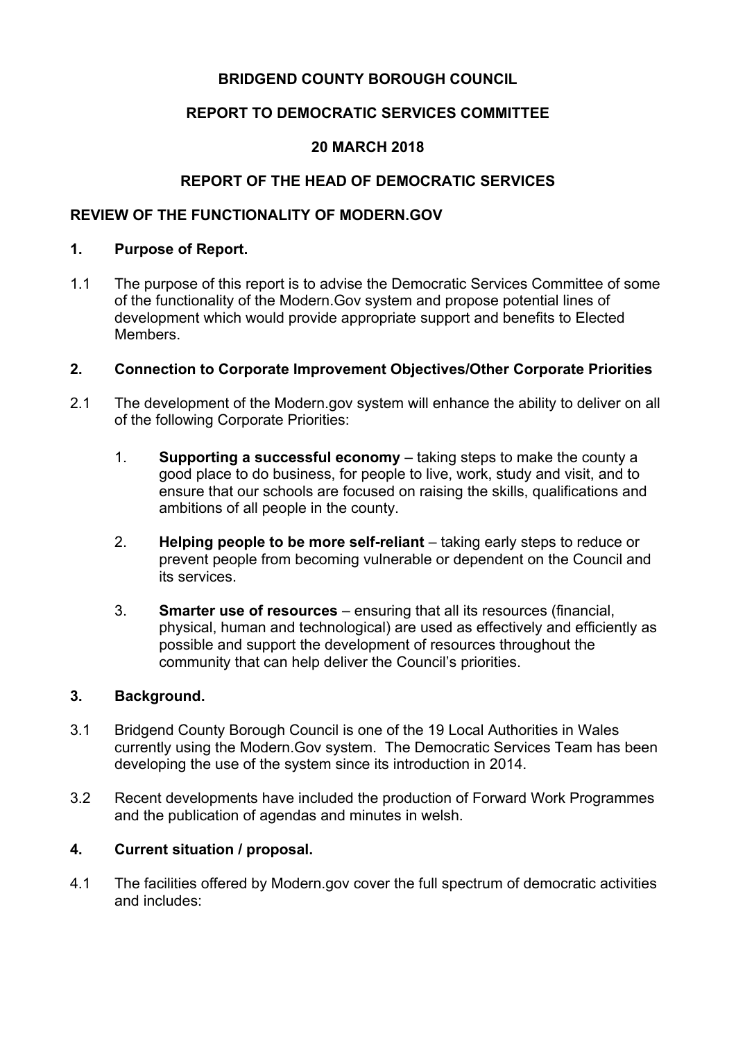**BRIDGEND COUNTY BOROUGH COUNCIL**

**REPORT TO DEMOCRATIC SERVICES COMMITTEE**

**20 MARCH 2018**

**REPORT OF THE HEAD OF DEMOCRATIC SERVICES**

**REVIEW OF THE FUNCTIONALITY OF MODERN.GOV**

**1. Purpose of Report.**

1.1 The purpose of this report is to advise the Democratic Services Committee of some of the functionality of the Modern.Gov system and propose potential lines of development which would provide appropriate support and benefits to Elected Members.

**2. Connection to Corporate Improvement Objectives/Other Corporate Priorities**

2.1 The development of the Modern.gov system will enhance the ability to deliver on all of the following Corporate Priorities:

1. **Supporting a successful economy** – taking steps to make the county a good place to do business, for people to live, work, study and visit, and to ensure that our schools are focused on raising the skills, qualifications and ambitions of all people in the county.

2. **Helping people to be more self-reliant** – taking early steps to reduce or prevent people from becoming vulnerable or dependent on the Council and its services.

3. **Smarter use of resources** – ensuring that all its resources (financial, physical, human and technological) are used as effectively and efficiently as possible and support the development of resources throughout the community that can help deliver the Council's priorities.

**3. Background.**

3.1 Bridgend County Borough Council is one of the 19 Local Authorities in Wales currently using the Modern.Gov system. The Democratic Services Team has been developing the use of the system since its introduction in 2014.

3.2 Recent developments have included the production of Forward Work Programmes and the publication of agendas and minutes in welsh.

**4. Current situation / proposal.**

4.1 The facilities offered by Modern.gov cover the full spectrum of democratic activities and includes: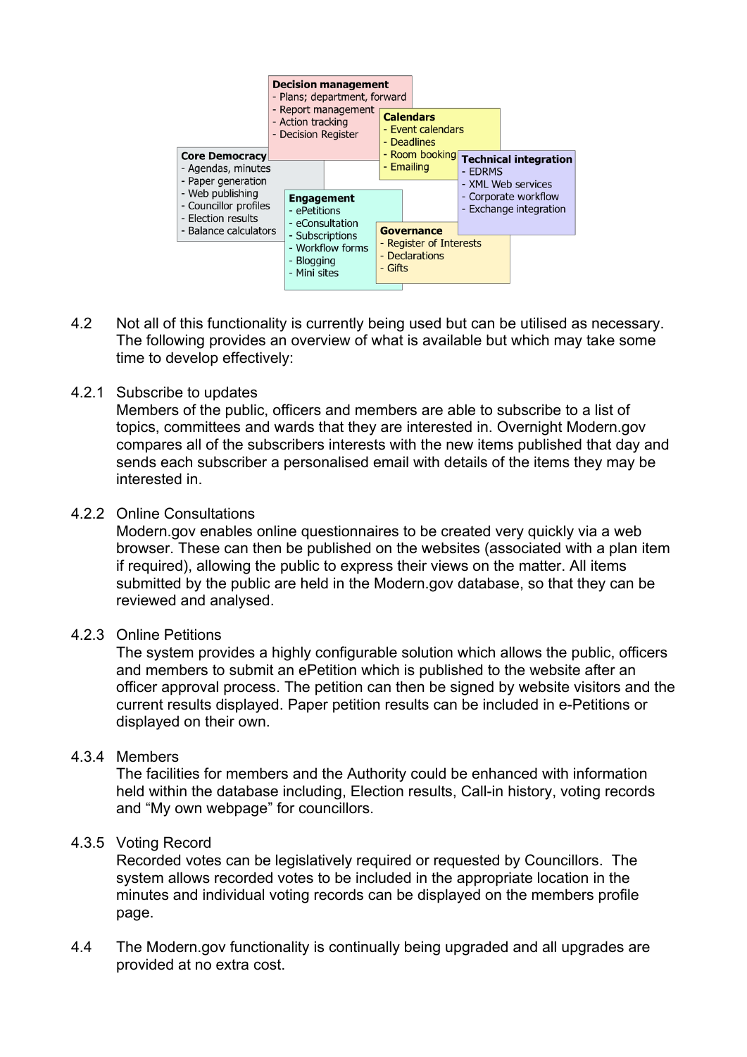**Decision management**
- Plans; department, forward
- Report management
- Action tracking
- Decision Register

**Calendars**
- Event calendars
- Deadlines
- Room booking
- Emailing

**Technical integration**
- EDRMS
- XML Web services
- Corporate workflow
- Exchange integration

**Core Democracy**
- Agendas, minutes
- Paper generation
- Web publishing
- Councillor profiles
- Election results
- Balance calculators

**Engagement**
- ePetitions
- eConsultation
- Subscriptions
- Workflow forms
- Blogging
- Mini sites

**Governance**
- Register of Interests
- Declarations
- Gifts

4.2 Not all of this functionality is currently being used but can be utilised as necessary. The following provides an overview of what is available but which may take some time to develop effectively:

4.2.1 Subscribe to updates
Members of the public, officers and members are able to subscribe to a list of topics, committees and wards that they are interested in. Overnight Modern.gov compares all of the subscribers interests with the new items published that day and sends each subscriber a personalised email with details of the items they may be interested in.

4.2.2 Online Consultations
Modern.gov enables online questionnaires to be created very quickly via a web browser. These can then be published on the websites (associated with a plan item if required), allowing the public to express their views on the matter. All items submitted by the public are held in the Modern.gov database, so that they can be reviewed and analysed.

4.2.3 Online Petitions
The system provides a highly configurable solution which allows the public, officers and members to submit an ePetition which is published to the website after an officer approval process. The petition can then be signed by website visitors and the current results displayed. Paper petition results can be included in e-Petitions or displayed on their own.

4.3.4 Members
The facilities for members and the Authority could be enhanced with information held within the database including, Election results, Call-in history, voting records and "My own webpage" for councillors.

4.3.5 Voting Record
Recorded votes can be legislatively required or requested by Councillors. The system allows recorded votes to be included in the appropriate location in the minutes and individual voting records can be displayed on the members profile page.

4.4 The Modern.gov functionality is continually being upgraded and all upgrades are provided at no extra cost.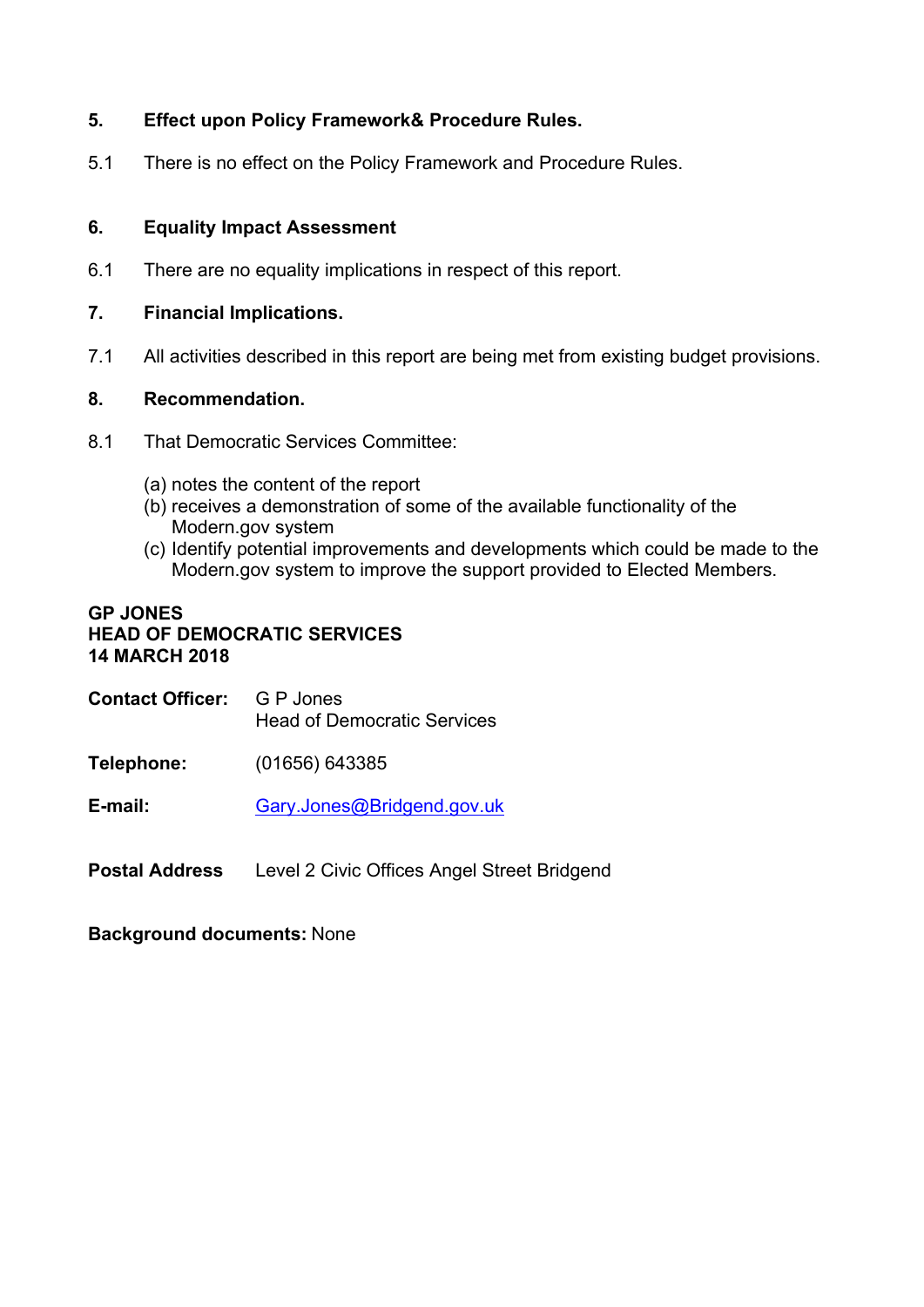## 5. Effect upon Policy Framework& Procedure Rules.

5.1 There is no effect on the Policy Framework and Procedure Rules.

## 6. Equality Impact Assessment

6.1 There are no equality implications in respect of this report.

## 7. Financial Implications.

7.1 All activities described in this report are being met from existing budget provisions.

## 8. Recommendation.

8.1 That Democratic Services Committee:

(a) notes the content of the report
(b) receives a demonstration of some of the available functionality of the Modern.gov system
(c) Identify potential improvements and developments which could be made to the Modern.gov system to improve the support provided to Elected Members.

**GP JONES**
**HEAD OF DEMOCRATIC SERVICES**
**14 MARCH 2018**

**Contact Officer:** G P Jones
Head of Democratic Services

**Telephone:** (01656) 643385

**E-mail:** Gary.Jones@Bridgend.gov.uk

**Postal Address** Level 2 Civic Offices Angel Street Bridgend

**Background documents:** None